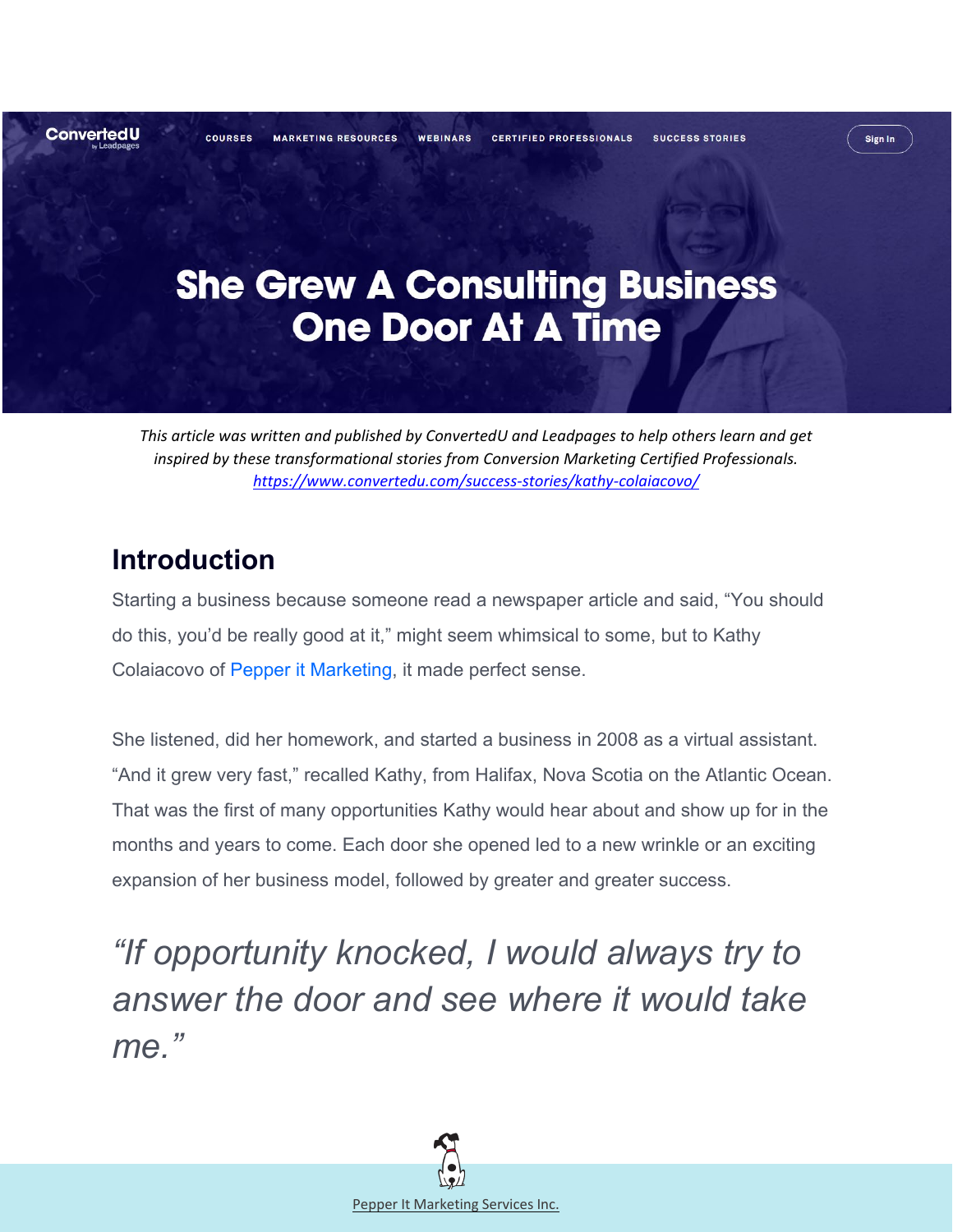# She Grew A Consulting Business One Door At A Time

*This article was written and published by ConvertedU and Leadpages to help others learn and get inspired by these transformational stories from Conversion Marketing Certified Professionals.*
*https://www.convertedu.com/success-stories/kathy-colaiacovo/*

## Introduction

Starting a business because someone read a newspaper article and said, "You should do this, you'd be really good at it," might seem whimsical to some, but to Kathy Colaiacovo of Pepper it Marketing, it made perfect sense.

She listened, did her homework, and started a business in 2008 as a virtual assistant. "And it grew very fast," recalled Kathy, from Halifax, Nova Scotia on the Atlantic Ocean. That was the first of many opportunities Kathy would hear about and show up for in the months and years to come. Each door she opened led to a new wrinkle or an exciting expansion of her business model, followed by greater and greater success.

> *"If opportunity knocked, I would always try to answer the door and see where it would take me."*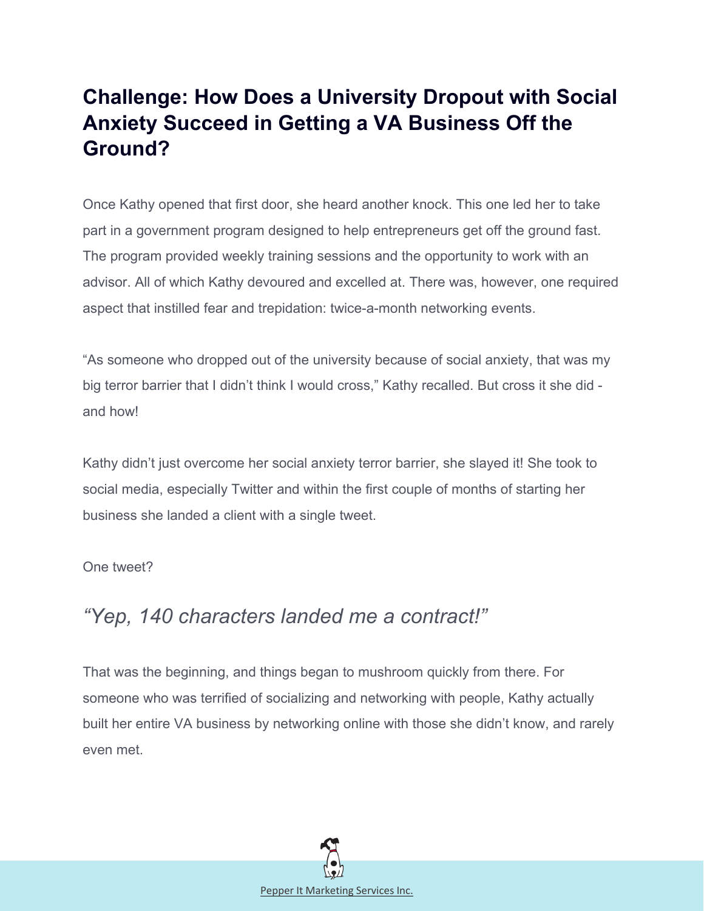## Challenge: How Does a University Dropout with Social Anxiety Succeed in Getting a VA Business Off the Ground?

Once Kathy opened that first door, she heard another knock. This one led her to take part in a government program designed to help entrepreneurs get off the ground fast. The program provided weekly training sessions and the opportunity to work with an advisor. All of which Kathy devoured and excelled at. There was, however, one required aspect that instilled fear and trepidation: twice-a-month networking events.

"As someone who dropped out of the university because of social anxiety, that was my big terror barrier that I didn't think I would cross," Kathy recalled. But cross it she did - and how!

Kathy didn't just overcome her social anxiety terror barrier, she slayed it! She took to social media, especially Twitter and within the first couple of months of starting her business she landed a client with a single tweet.

One tweet?

### *"Yep, 140 characters landed me a contract!"*

That was the beginning, and things began to mushroom quickly from there. For someone who was terrified of socializing and networking with people, Kathy actually built her entire VA business by networking online with those she didn't know, and rarely even met.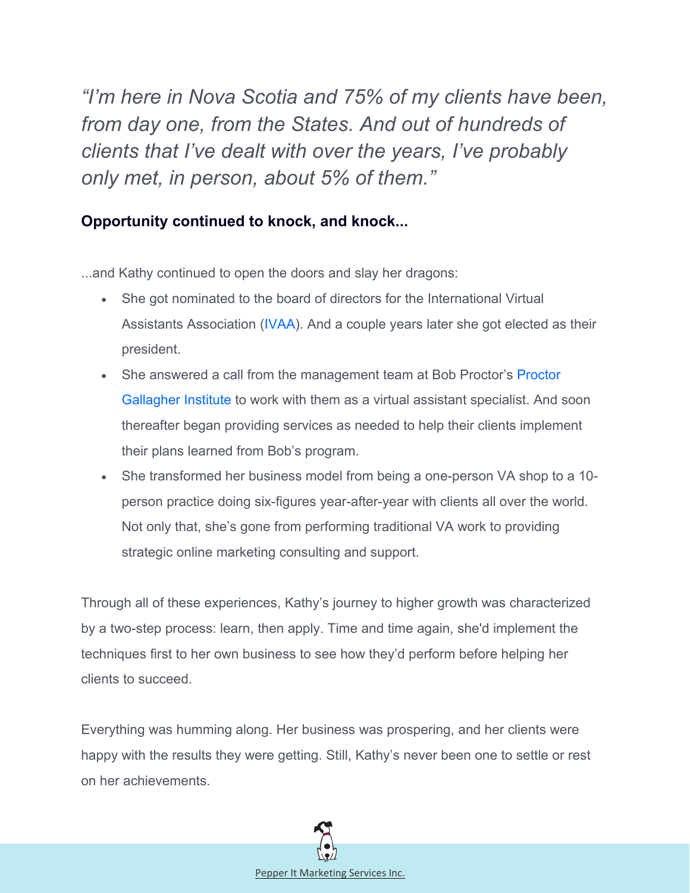*"I'm here in Nova Scotia and 75% of my clients have been, from day one, from the States. And out of hundreds of clients that I've dealt with over the years, I've probably only met, in person, about 5% of them."*

**Opportunity continued to knock, and knock...**

...and Kathy continued to open the doors and slay her dragons:

- She got nominated to the board of directors for the International Virtual Assistants Association (IVAA). And a couple years later she got elected as their president.
- She answered a call from the management team at Bob Proctor's Proctor Gallagher Institute to work with them as a virtual assistant specialist. And soon thereafter began providing services as needed to help their clients implement their plans learned from Bob's program.
- She transformed her business model from being a one-person VA shop to a 10-person practice doing six-figures year-after-year with clients all over the world. Not only that, she's gone from performing traditional VA work to providing strategic online marketing consulting and support.

Through all of these experiences, Kathy's journey to higher growth was characterized by a two-step process: learn, then apply. Time and time again, she'd implement the techniques first to her own business to see how they'd perform before helping her clients to succeed.

Everything was humming along. Her business was prospering, and her clients were happy with the results they were getting. Still, Kathy's never been one to settle or rest on her achievements.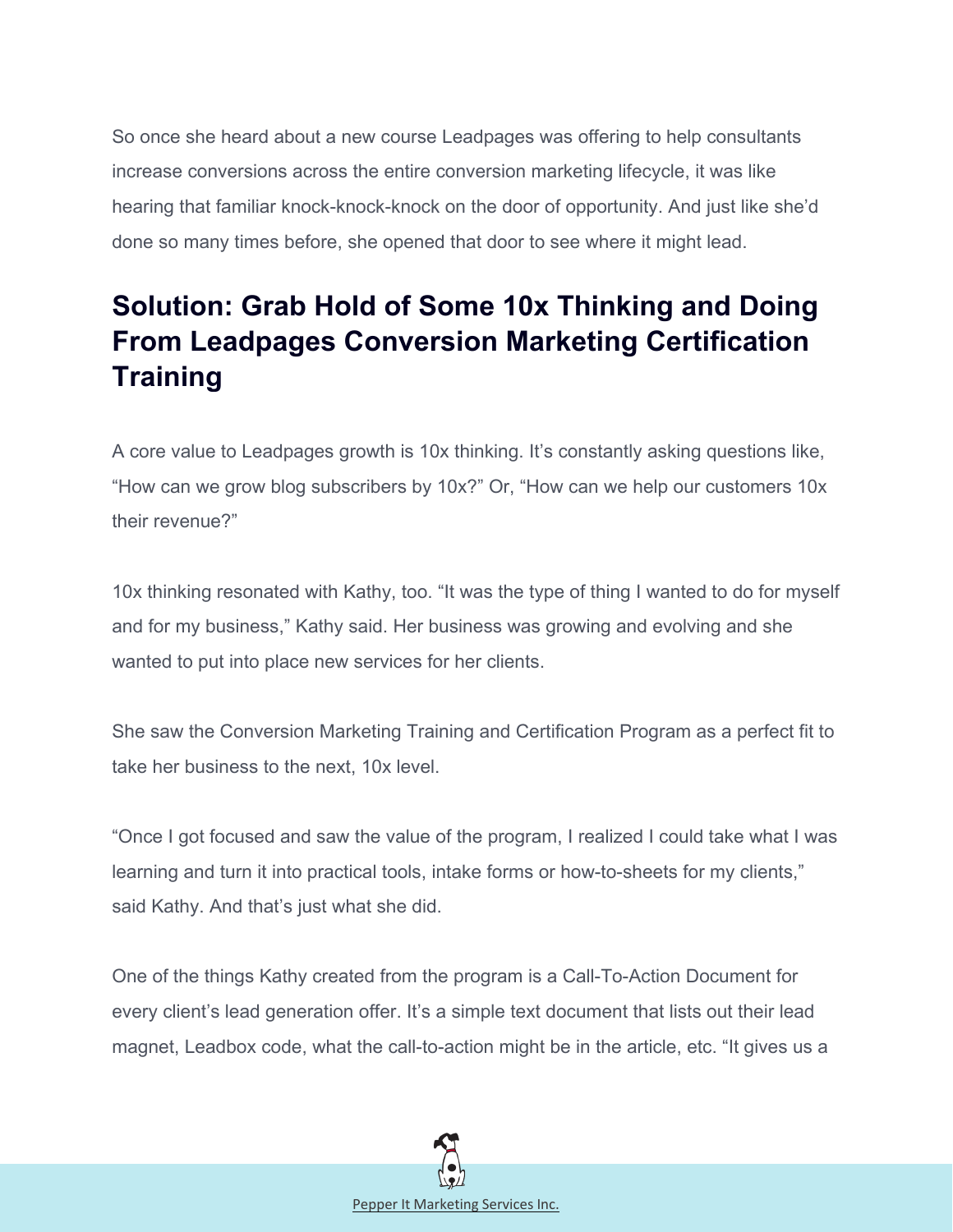So once she heard about a new course Leadpages was offering to help consultants increase conversions across the entire conversion marketing lifecycle, it was like hearing that familiar knock-knock-knock on the door of opportunity. And just like she'd done so many times before, she opened that door to see where it might lead.

## Solution: Grab Hold of Some 10x Thinking and Doing From Leadpages Conversion Marketing Certification Training

A core value to Leadpages growth is 10x thinking. It's constantly asking questions like, "How can we grow blog subscribers by 10x?" Or, "How can we help our customers 10x their revenue?"

10x thinking resonated with Kathy, too. "It was the type of thing I wanted to do for myself and for my business," Kathy said. Her business was growing and evolving and she wanted to put into place new services for her clients.

She saw the Conversion Marketing Training and Certification Program as a perfect fit to take her business to the next, 10x level.

"Once I got focused and saw the value of the program, I realized I could take what I was learning and turn it into practical tools, intake forms or how-to-sheets for my clients," said Kathy. And that's just what she did.

One of the things Kathy created from the program is a Call-To-Action Document for every client's lead generation offer. It's a simple text document that lists out their lead magnet, Leadbox code, what the call-to-action might be in the article, etc. "It gives us a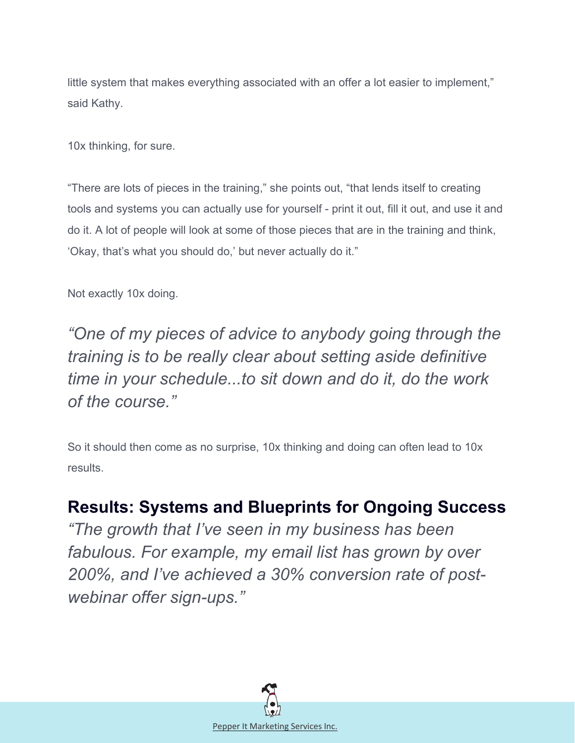little system that makes everything associated with an offer a lot easier to implement," said Kathy.

10x thinking, for sure.

"There are lots of pieces in the training," she points out, "that lends itself to creating tools and systems you can actually use for yourself - print it out, fill it out, and use it and do it. A lot of people will look at some of those pieces that are in the training and think, 'Okay, that's what you should do,' but never actually do it."

Not exactly 10x doing.

*"One of my pieces of advice to anybody going through the training is to be really clear about setting aside definitive time in your schedule...to sit down and do it, do the work of the course."*

So it should then come as no surprise, 10x thinking and doing can often lead to 10x results.

## Results: Systems and Blueprints for Ongoing Success

*"The growth that I've seen in my business has been fabulous. For example, my email list has grown by over 200%, and I've achieved a 30% conversion rate of post-webinar offer sign-ups."*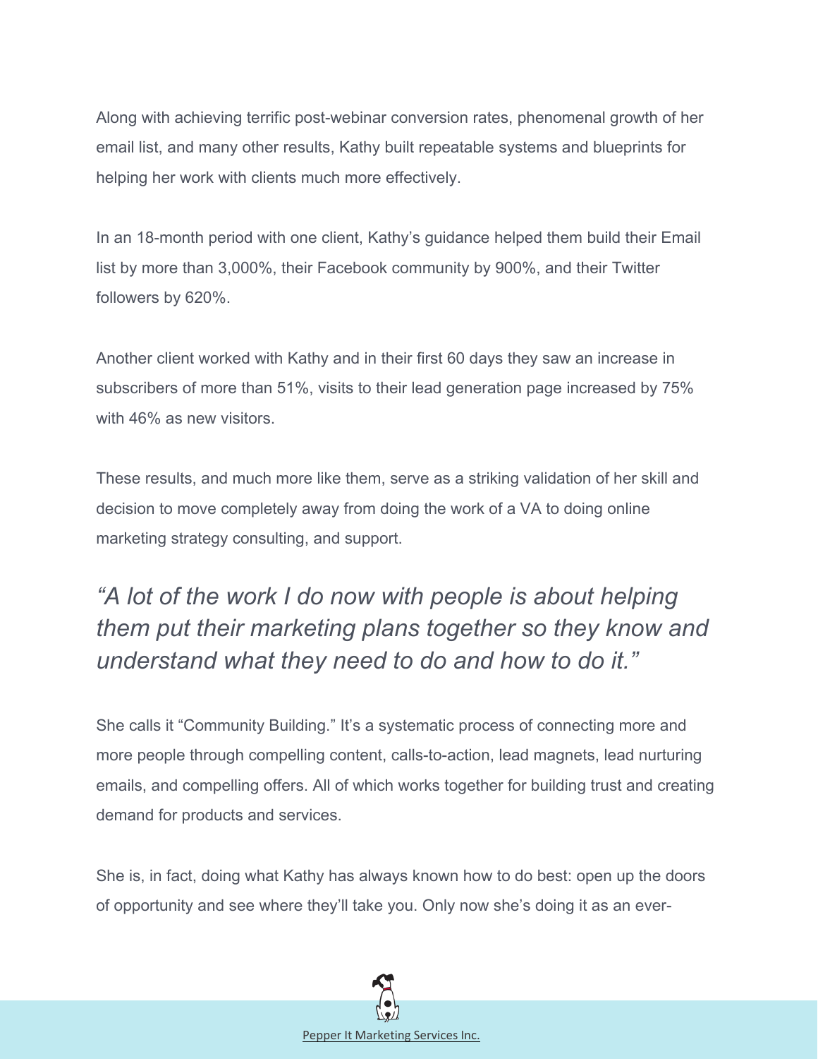Along with achieving terrific post-webinar conversion rates, phenomenal growth of her email list, and many other results, Kathy built repeatable systems and blueprints for helping her work with clients much more effectively.

In an 18-month period with one client, Kathy's guidance helped them build their Email list by more than 3,000%, their Facebook community by 900%, and their Twitter followers by 620%.

Another client worked with Kathy and in their first 60 days they saw an increase in subscribers of more than 51%, visits to their lead generation page increased by 75% with 46% as new visitors.

These results, and much more like them, serve as a striking validation of her skill and decision to move completely away from doing the work of a VA to doing online marketing strategy consulting, and support.

*"A lot of the work I do now with people is about helping them put their marketing plans together so they know and understand what they need to do and how to do it."*

She calls it "Community Building." It's a systematic process of connecting more and more people through compelling content, calls-to-action, lead magnets, lead nurturing emails, and compelling offers. All of which works together for building trust and creating demand for products and services.

She is, in fact, doing what Kathy has always known how to do best: open up the doors of opportunity and see where they'll take you. Only now she's doing it as an ever-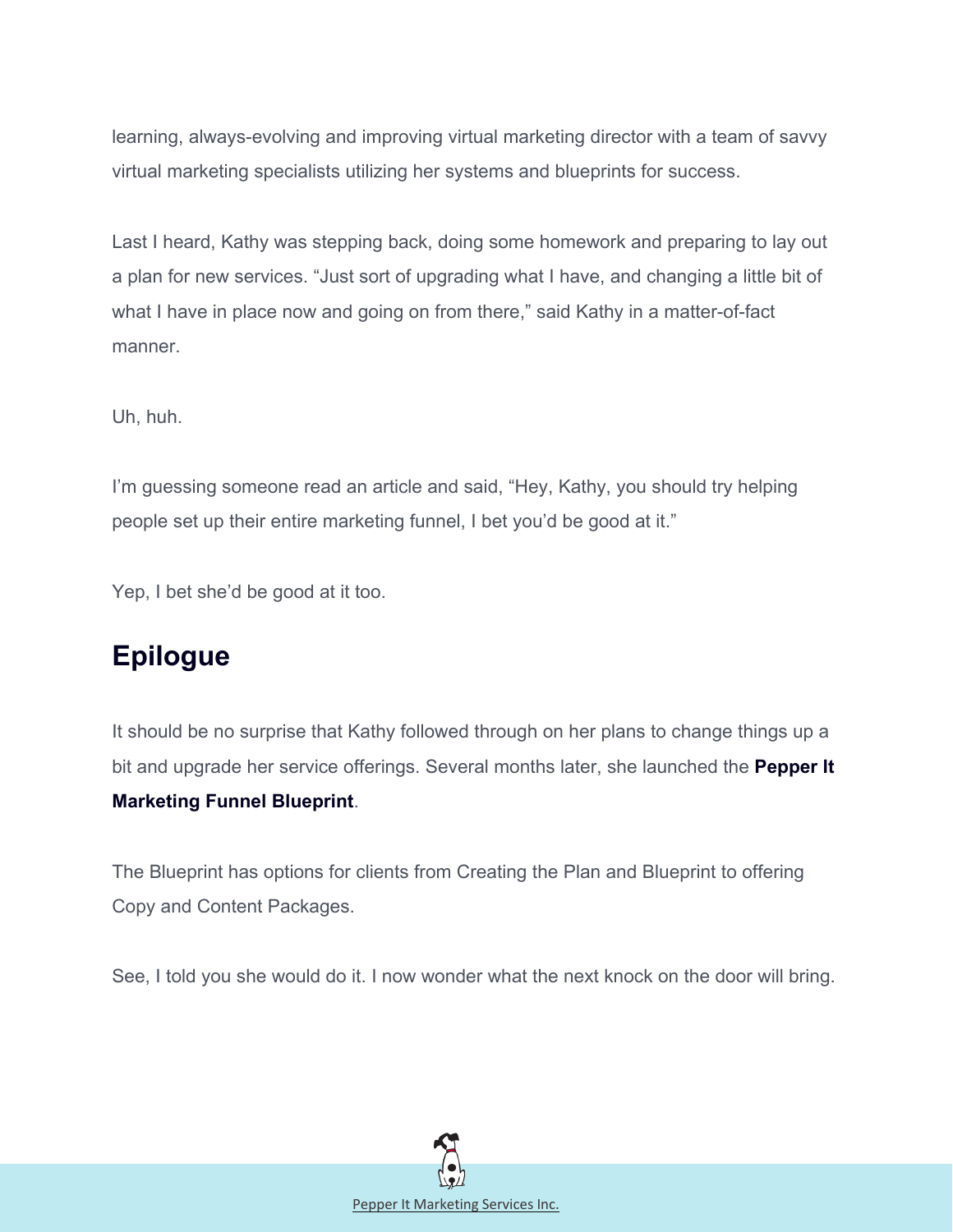learning, always-evolving and improving virtual marketing director with a team of savvy virtual marketing specialists utilizing her systems and blueprints for success.

Last I heard, Kathy was stepping back, doing some homework and preparing to lay out a plan for new services. "Just sort of upgrading what I have, and changing a little bit of what I have in place now and going on from there," said Kathy in a matter-of-fact manner.

Uh, huh.

I'm guessing someone read an article and said, "Hey, Kathy, you should try helping people set up their entire marketing funnel, I bet you'd be good at it."

Yep, I bet she'd be good at it too.

## Epilogue

It should be no surprise that Kathy followed through on her plans to change things up a bit and upgrade her service offerings. Several months later, she launched the **Pepper It Marketing Funnel Blueprint**.

The Blueprint has options for clients from Creating the Plan and Blueprint to offering Copy and Content Packages.

See, I told you she would do it. I now wonder what the next knock on the door will bring.